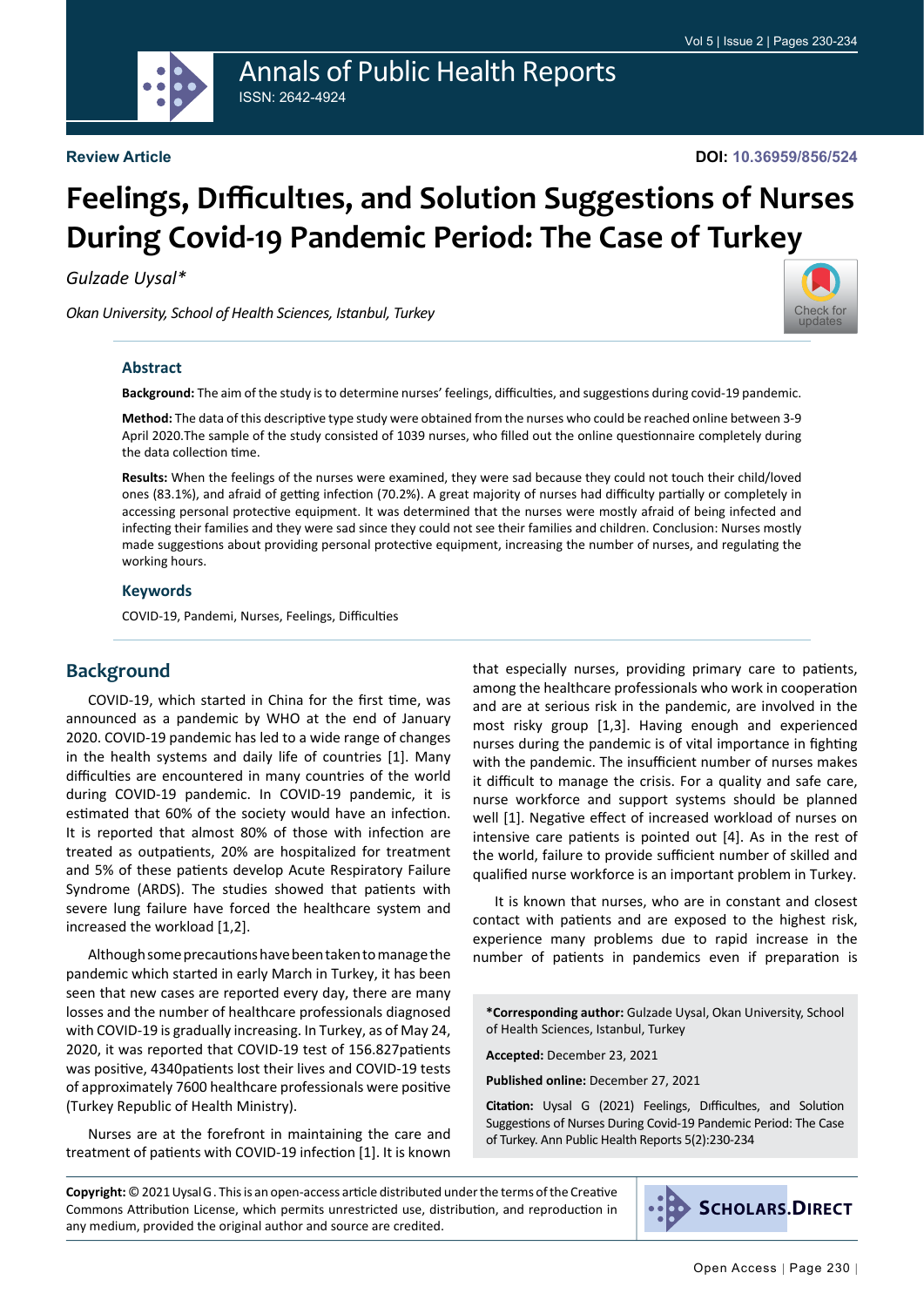Review Article

DOI: 10.36959/856/524

# Feelings, Dıfficultıes, and Solution Suggestions of Nurses During Covid-19 Pandemic Period: The Case of Turkey

*Gulzade Uysal**

*Okan University, School of Health Sciences, Istanbul, Turkey*

## Abstract

**Background:** The aim of the study is to determine nurses' feelings, difficulties, and suggestions during covid-19 pandemic.

**Method:** The data of this descriptive type study were obtained from the nurses who could be reached online between 3-9 April 2020.The sample of the study consisted of 1039 nurses, who filled out the online questionnaire completely during the data collection time.

**Results:** When the feelings of the nurses were examined, they were sad because they could not touch their child/loved ones (83.1%), and afraid of getting infection (70.2%). A great majority of nurses had difficulty partially or completely in accessing personal protective equipment. It was determined that the nurses were mostly afraid of being infected and infecting their families and they were sad since they could not see their families and children. Conclusion: Nurses mostly made suggestions about providing personal protective equipment, increasing the number of nurses, and regulating the working hours.

## Keywords

COVID-19, Pandemi, Nurses, Feelings, Difficulties

## Background

COVID-19, which started in China for the first time, was announced as a pandemic by WHO at the end of January 2020. COVID-19 pandemic has led to a wide range of changes in the health systems and daily life of countries [1]. Many difficulties are encountered in many countries of the world during COVID-19 pandemic. In COVID-19 pandemic, it is estimated that 60% of the society would have an infection. It is reported that almost 80% of those with infection are treated as outpatients, 20% are hospitalized for treatment and 5% of these patients develop Acute Respiratory Failure Syndrome (ARDS). The studies showed that patients with severe lung failure have forced the healthcare system and increased the workload [1,2].

Although some precautions have been taken to manage the pandemic which started in early March in Turkey, it has been seen that new cases are reported every day, there are many losses and the number of healthcare professionals diagnosed with COVID-19 is gradually increasing. In Turkey, as of May 24, 2020, it was reported that COVID-19 test of 156.827patients was positive, 4340patients lost their lives and COVID-19 tests of approximately 7600 healthcare professionals were positive (Turkey Republic of Health Ministry).

Nurses are at the forefront in maintaining the care and treatment of patients with COVID-19 infection [1]. It is known that especially nurses, providing primary care to patients, among the healthcare professionals who work in cooperation and are at serious risk in the pandemic, are involved in the most risky group [1,3]. Having enough and experienced nurses during the pandemic is of vital importance in fighting with the pandemic. The insufficient number of nurses makes it difficult to manage the crisis. For a quality and safe care, nurse workforce and support systems should be planned well [1]. Negative effect of increased workload of nurses on intensive care patients is pointed out [4]. As in the rest of the world, failure to provide sufficient number of skilled and qualified nurse workforce is an important problem in Turkey.

It is known that nurses, who are in constant and closest contact with patients and are exposed to the highest risk, experience many problems due to rapid increase in the number of patients in pandemics even if preparation is

**\*Corresponding author:** Gulzade Uysal, Okan University, School of Health Sciences, Istanbul, Turkey

**Accepted:** December 23, 2021

**Published online:** December 27, 2021

**Citation:** Uysal G (2021) Feelings, Dıfficultıes, and Solution Suggestions of Nurses During Covid-19 Pandemic Period: The Case of Turkey. Ann Public Health Reports 5(2):230-234

**Copyright:** © 2021 Uysal G. This is an open-access article distributed under the terms of the Creative Commons Attribution License, which permits unrestricted use, distribution, and reproduction in any medium, provided the original author and source are credited.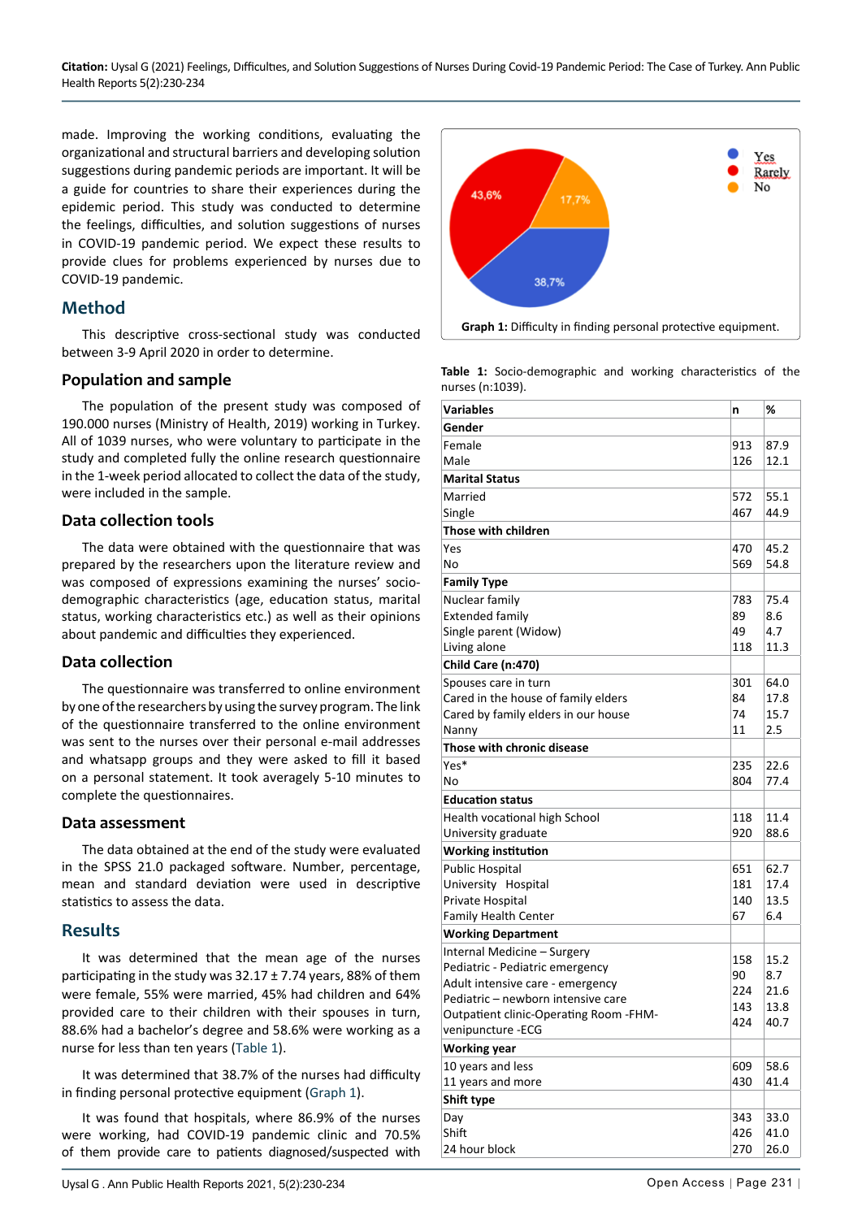made. Improving the working conditions, evaluating the organizational and structural barriers and developing solution suggestions during pandemic periods are important. It will be a guide for countries to share their experiences during the epidemic period. This study was conducted to determine the feelings, difficulties, and solution suggestions of nurses in COVID-19 pandemic period. We expect these results to provide clues for problems experienced by nurses due to COVID-19 pandemic.

## Method

This descriptive cross-sectional study was conducted between 3-9 April 2020 in order to determine.

### Population and sample

The population of the present study was composed of 190.000 nurses (Ministry of Health, 2019) working in Turkey. All of 1039 nurses, who were voluntary to participate in the study and completed fully the online research questionnaire in the 1-week period allocated to collect the data of the study, were included in the sample.

### Data collection tools

The data were obtained with the questionnaire that was prepared by the researchers upon the literature review and was composed of expressions examining the nurses' socio-demographic characteristics (age, education status, marital status, working characteristics etc.) as well as their opinions about pandemic and difficulties they experienced.

### Data collection

The questionnaire was transferred to online environment by one of the researchers by using the survey program. The link of the questionnaire transferred to the online environment was sent to the nurses over their personal e-mail addresses and whatsapp groups and they were asked to fill it based on a personal statement. It took averagely 5-10 minutes to complete the questionnaires.

### Data assessment

The data obtained at the end of the study were evaluated in the SPSS 21.0 packaged software. Number, percentage, mean and standard deviation were used in descriptive statistics to assess the data.

## Results

It was determined that the mean age of the nurses participating in the study was 32.17 ± 7.74 years, 88% of them were female, 55% were married, 45% had children and 64% provided care to their children with their spouses in turn, 88.6% had a bachelor's degree and 58.6% were working as a nurse for less than ten years (Table 1).

It was determined that 38.7% of the nurses had difficulty in finding personal protective equipment (Graph 1).

It was found that hospitals, where 86.9% of the nurses were working, had COVID-19 pandemic clinic and 70.5% of them provide care to patients diagnosed/suspected with

Yes: 38,7%; Rarely: 43,6%; No: 17,7%

**Graph 1:** Difficulty in finding personal protective equipment.

**Table 1:** Socio-demographic and working characteristics of the nurses (n:1039).

| Variables | n | % |
|---|---|---|
| **Gender** | | |
| Female | 913 | 87.9 |
| Male | 126 | 12.1 |
| **Marital Status** | | |
| Married | 572 | 55.1 |
| Single | 467 | 44.9 |
| **Those with children** | | |
| Yes | 470 | 45.2 |
| No | 569 | 54.8 |
| **Family Type** | | |
| Nuclear family | 783 | 75.4 |
| Extended family | 89 | 8.6 |
| Single parent (Widow) | 49 | 4.7 |
| Living alone | 118 | 11.3 |
| **Child Care (n:470)** | | |
| Spouses care in turn | 301 | 64.0 |
| Cared in the house of family elders | 84 | 17.8 |
| Cared by family elders in our house | 74 | 15.7 |
| Nanny | 11 | 2.5 |
| **Those with chronic disease** | | |
| Yes* | 235 | 22.6 |
| No | 804 | 77.4 |
| **Education status** | | |
| Health vocational high School | 118 | 11.4 |
| University graduate | 920 | 88.6 |
| **Working institution** | | |
| Public Hospital | 651 | 62.7 |
| University Hospital | 181 | 17.4 |
| Private Hospital | 140 | 13.5 |
| Family Health Center | 67 | 6.4 |
| **Working Department** | | |
| Internal Medicine – Surgery | 158 | 15.2 |
| Pediatric - Pediatric emergency | 90 | 8.7 |
| Adult intensive care - emergency | 224 | 21.6 |
| Pediatric – newborn intensive care | 143 | 13.8 |
| Outpatient clinic-Operating Room -FHM-venipuncture -ECG | 424 | 40.7 |
| **Working year** | | |
| 10 years and less | 609 | 58.6 |
| 11 years and more | 430 | 41.4 |
| **Shift type** | | |
| Day | 343 | 33.0 |
| Shift | 426 | 41.0 |
| 24 hour block | 270 | 26.0 |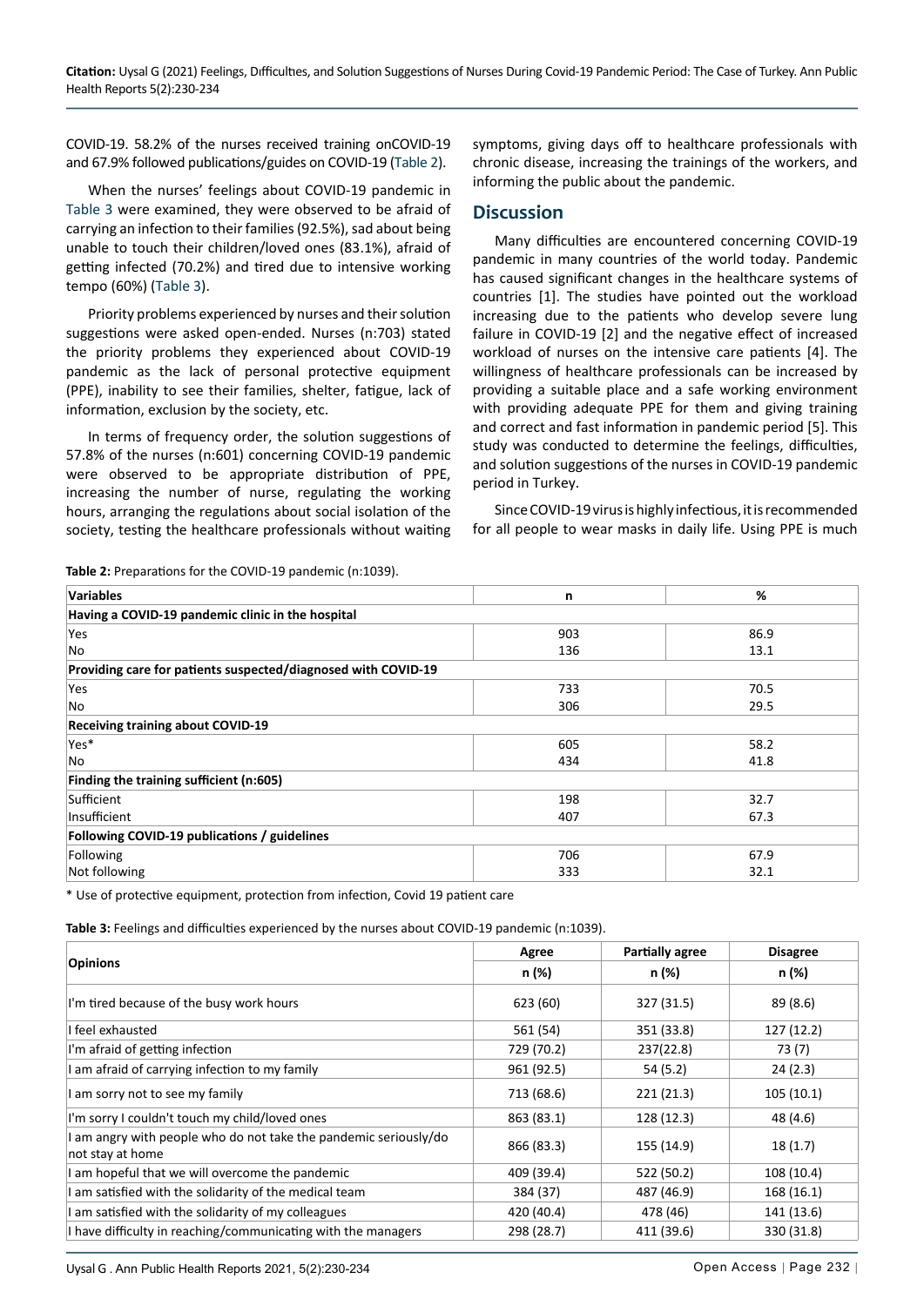COVID-19. 58.2% of the nurses received training onCOVID-19 and 67.9% followed publications/guides on COVID-19 (Table 2).

When the nurses' feelings about COVID-19 pandemic in Table 3 were examined, they were observed to be afraid of carrying an infection to their families (92.5%), sad about being unable to touch their children/loved ones (83.1%), afraid of getting infected (70.2%) and tired due to intensive working tempo (60%) (Table 3).

Priority problems experienced by nurses and their solution suggestions were asked open-ended. Nurses (n:703) stated the priority problems they experienced about COVID-19 pandemic as the lack of personal protective equipment (PPE), inability to see their families, shelter, fatigue, lack of information, exclusion by the society, etc.

In terms of frequency order, the solution suggestions of 57.8% of the nurses (n:601) concerning COVID-19 pandemic were observed to be appropriate distribution of PPE, increasing the number of nurse, regulating the working hours, arranging the regulations about social isolation of the society, testing the healthcare professionals without waiting symptoms, giving days off to healthcare professionals with chronic disease, increasing the trainings of the workers, and informing the public about the pandemic.

## Discussion

Many difficulties are encountered concerning COVID-19 pandemic in many countries of the world today. Pandemic has caused significant changes in the healthcare systems of countries [1]. The studies have pointed out the workload increasing due to the patients who develop severe lung failure in COVID-19 [2] and the negative effect of increased workload of nurses on the intensive care patients [4]. The willingness of healthcare professionals can be increased by providing a suitable place and a safe working environment with providing adequate PPE for them and giving training and correct and fast information in pandemic period [5]. This study was conducted to determine the feelings, difficulties, and solution suggestions of the nurses in COVID-19 pandemic period in Turkey.

Since COVID-19 virus is highly infectious, it is recommended for all people to wear masks in daily life. Using PPE is much

**Table 2:** Preparations for the COVID-19 pandemic (n:1039).

| Variables | n | % |
|---|---|---|
| **Having a COVID-19 pandemic clinic in the hospital** | | |
| Yes | 903 | 86.9 |
| No | 136 | 13.1 |
| **Providing care for patients suspected/diagnosed with COVID-19** | | |
| Yes | 733 | 70.5 |
| No | 306 | 29.5 |
| **Receiving training about COVID-19** | | |
| Yes* | 605 | 58.2 |
| No | 434 | 41.8 |
| **Finding the training sufficient (n:605)** | | |
| Sufficient | 198 | 32.7 |
| Insufficient | 407 | 67.3 |
| **Following COVID-19 publications / guidelines** | | |
| Following | 706 | 67.9 |
| Not following | 333 | 32.1 |

* Use of protective equipment, protection from infection, Covid 19 patient care

**Table 3:** Feelings and difficulties experienced by the nurses about COVID-19 pandemic (n:1039).

| Opinions | Agree | Partially agree | Disagree |
|---|---|---|---|
| | n (%) | n (%) | n (%) |
| I'm tired because of the busy work hours | 623 (60) | 327 (31.5) | 89 (8.6) |
| I feel exhausted | 561 (54) | 351 (33.8) | 127 (12.2) |
| I'm afraid of getting infection | 729 (70.2) | 237(22.8) | 73 (7) |
| I am afraid of carrying infection to my family | 961 (92.5) | 54 (5.2) | 24 (2.3) |
| I am sorry not to see my family | 713 (68.6) | 221 (21.3) | 105 (10.1) |
| I'm sorry I couldn't touch my child/loved ones | 863 (83.1) | 128 (12.3) | 48 (4.6) |
| I am angry with people who do not take the pandemic seriously/do not stay at home | 866 (83.3) | 155 (14.9) | 18 (1.7) |
| I am hopeful that we will overcome the pandemic | 409 (39.4) | 522 (50.2) | 108 (10.4) |
| I am satisfied with the solidarity of the medical team | 384 (37) | 487 (46.9) | 168 (16.1) |
| I am satisfied with the solidarity of my colleagues | 420 (40.4) | 478 (46) | 141 (13.6) |
| I have difficulty in reaching/communicating with the managers | 298 (28.7) | 411 (39.6) | 330 (31.8) |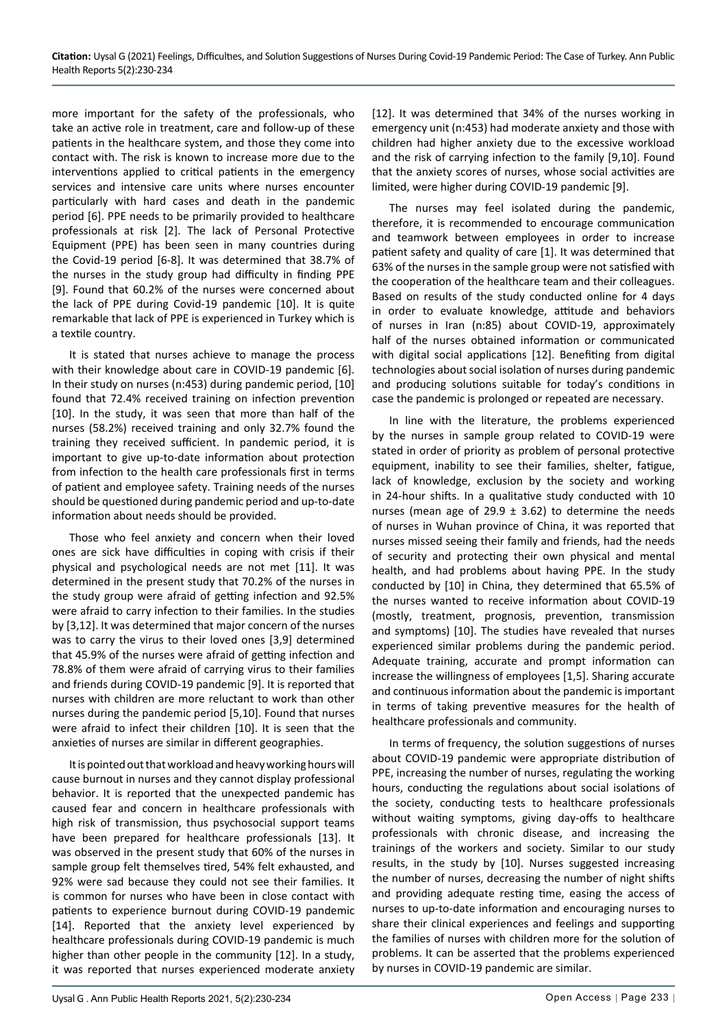more important for the safety of the professionals, who take an active role in treatment, care and follow-up of these patients in the healthcare system, and those they come into contact with. The risk is known to increase more due to the interventions applied to critical patients in the emergency services and intensive care units where nurses encounter particularly with hard cases and death in the pandemic period [6]. PPE needs to be primarily provided to healthcare professionals at risk [2]. The lack of Personal Protective Equipment (PPE) has been seen in many countries during the Covid-19 period [6-8]. It was determined that 38.7% of the nurses in the study group had difficulty in finding PPE [9]. Found that 60.2% of the nurses were concerned about the lack of PPE during Covid-19 pandemic [10]. It is quite remarkable that lack of PPE is experienced in Turkey which is a textile country.

It is stated that nurses achieve to manage the process with their knowledge about care in COVID-19 pandemic [6]. In their study on nurses (n:453) during pandemic period, [10] found that 72.4% received training on infection prevention [10]. In the study, it was seen that more than half of the nurses (58.2%) received training and only 32.7% found the training they received sufficient. In pandemic period, it is important to give up-to-date information about protection from infection to the health care professionals first in terms of patient and employee safety. Training needs of the nurses should be questioned during pandemic period and up-to-date information about needs should be provided.

Those who feel anxiety and concern when their loved ones are sick have difficulties in coping with crisis if their physical and psychological needs are not met [11]. It was determined in the present study that 70.2% of the nurses in the study group were afraid of getting infection and 92.5% were afraid to carry infection to their families. In the studies by [3,12]. It was determined that major concern of the nurses was to carry the virus to their loved ones [3,9] determined that 45.9% of the nurses were afraid of getting infection and 78.8% of them were afraid of carrying virus to their families and friends during COVID-19 pandemic [9]. It is reported that nurses with children are more reluctant to work than other nurses during the pandemic period [5,10]. Found that nurses were afraid to infect their children [10]. It is seen that the anxieties of nurses are similar in different geographies.

It is pointed out that workload and heavy working hours will cause burnout in nurses and they cannot display professional behavior. It is reported that the unexpected pandemic has caused fear and concern in healthcare professionals with high risk of transmission, thus psychosocial support teams have been prepared for healthcare professionals [13]. It was observed in the present study that 60% of the nurses in sample group felt themselves tired, 54% felt exhausted, and 92% were sad because they could not see their families. It is common for nurses who have been in close contact with patients to experience burnout during COVID-19 pandemic [14]. Reported that the anxiety level experienced by healthcare professionals during COVID-19 pandemic is much higher than other people in the community [12]. In a study, it was reported that nurses experienced moderate anxiety [12]. It was determined that 34% of the nurses working in emergency unit (n:453) had moderate anxiety and those with children had higher anxiety due to the excessive workload and the risk of carrying infection to the family [9,10]. Found that the anxiety scores of nurses, whose social activities are limited, were higher during COVID-19 pandemic [9].

The nurses may feel isolated during the pandemic, therefore, it is recommended to encourage communication and teamwork between employees in order to increase patient safety and quality of care [1]. It was determined that 63% of the nurses in the sample group were not satisfied with the cooperation of the healthcare team and their colleagues. Based on results of the study conducted online for 4 days in order to evaluate knowledge, attitude and behaviors of nurses in Iran (n:85) about COVID-19, approximately half of the nurses obtained information or communicated with digital social applications [12]. Benefiting from digital technologies about social isolation of nurses during pandemic and producing solutions suitable for today's conditions in case the pandemic is prolonged or repeated are necessary.

In line with the literature, the problems experienced by the nurses in sample group related to COVID-19 were stated in order of priority as problem of personal protective equipment, inability to see their families, shelter, fatigue, lack of knowledge, exclusion by the society and working in 24-hour shifts. In a qualitative study conducted with 10 nurses (mean age of 29.9 ± 3.62) to determine the needs of nurses in Wuhan province of China, it was reported that nurses missed seeing their family and friends, had the needs of security and protecting their own physical and mental health, and had problems about having PPE. In the study conducted by [10] in China, they determined that 65.5% of the nurses wanted to receive information about COVID-19 (mostly, treatment, prognosis, prevention, transmission and symptoms) [10]. The studies have revealed that nurses experienced similar problems during the pandemic period. Adequate training, accurate and prompt information can increase the willingness of employees [1,5]. Sharing accurate and continuous information about the pandemic is important in terms of taking preventive measures for the health of healthcare professionals and community.

In terms of frequency, the solution suggestions of nurses about COVID-19 pandemic were appropriate distribution of PPE, increasing the number of nurses, regulating the working hours, conducting the regulations about social isolations of the society, conducting tests to healthcare professionals without waiting symptoms, giving day-offs to healthcare professionals with chronic disease, and increasing the trainings of the workers and society. Similar to our study results, in the study by [10]. Nurses suggested increasing the number of nurses, decreasing the number of night shifts and providing adequate resting time, easing the access of nurses to up-to-date information and encouraging nurses to share their clinical experiences and feelings and supporting the families of nurses with children more for the solution of problems. It can be asserted that the problems experienced by nurses in COVID-19 pandemic are similar.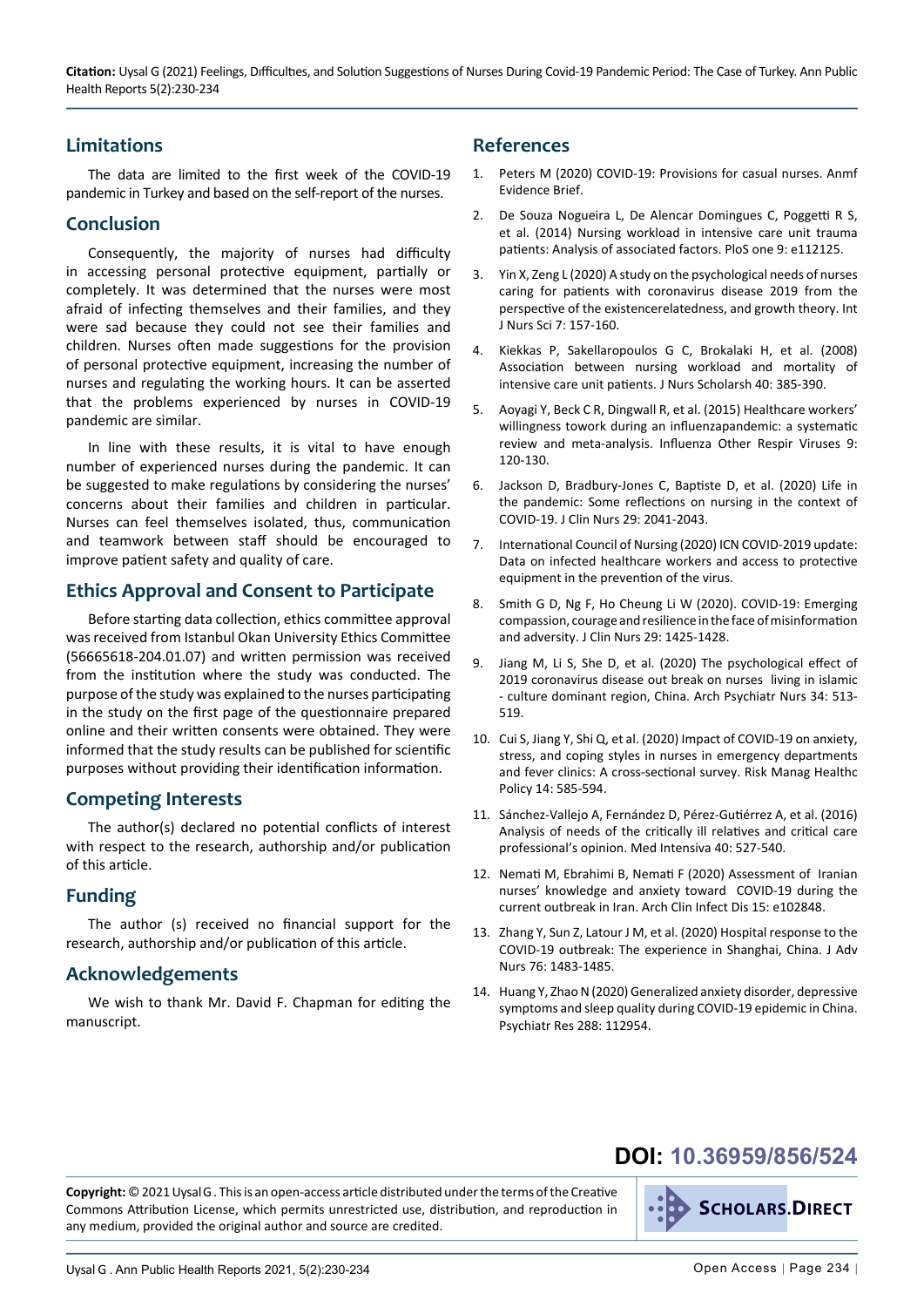## Limitations

The data are limited to the first week of the COVID-19 pandemic in Turkey and based on the self-report of the nurses.

## Conclusion

Consequently, the majority of nurses had difficulty in accessing personal protective equipment, partially or completely. It was determined that the nurses were most afraid of infecting themselves and their families, and they were sad because they could not see their families and children. Nurses often made suggestions for the provision of personal protective equipment, increasing the number of nurses and regulating the working hours. It can be asserted that the problems experienced by nurses in COVID-19 pandemic are similar.

In line with these results, it is vital to have enough number of experienced nurses during the pandemic. It can be suggested to make regulations by considering the nurses' concerns about their families and children in particular. Nurses can feel themselves isolated, thus, communication and teamwork between staff should be encouraged to improve patient safety and quality of care.

## Ethics Approval and Consent to Participate

Before starting data collection, ethics committee approval was received from Istanbul Okan University Ethics Committee (56665618-204.01.07) and written permission was received from the institution where the study was conducted. The purpose of the study was explained to the nurses participating in the study on the first page of the questionnaire prepared online and their written consents were obtained. They were informed that the study results can be published for scientific purposes without providing their identification information.

## Competing Interests

The author(s) declared no potential conflicts of interest with respect to the research, authorship and/or publication of this article.

## Funding

The author (s) received no financial support for the research, authorship and/or publication of this article.

## Acknowledgements

We wish to thank Mr. David F. Chapman for editing the manuscript.

## References

1. Peters M (2020) COVID-19: Provisions for casual nurses. Anmf Evidence Brief.
2. De Souza Nogueira L, De Alencar Domingues C, Poggetti R S, et al. (2014) Nursing workload in intensive care unit trauma patients: Analysis of associated factors. PloS one 9: e112125.
3. Yin X, Zeng L (2020) A study on the psychological needs of nurses caring for patients with coronavirus disease 2019 from the perspective of the existencerelatedness, and growth theory. Int J Nurs Sci 7: 157-160.
4. Kiekkas P, Sakellaropoulos G C, Brokalaki H, et al. (2008) Association between nursing workload and mortality of intensive care unit patients. J Nurs Scholarsh 40: 385-390.
5. Aoyagi Y, Beck C R, Dingwall R, et al. (2015) Healthcare workers' willingness towork during an influenzapandemic: a systematic review and meta-analysis. Influenza Other Respir Viruses 9: 120-130.
6. Jackson D, Bradbury-Jones C, Baptiste D, et al. (2020) Life in the pandemic: Some reflections on nursing in the context of COVID-19. J Clin Nurs 29: 2041-2043.
7. International Council of Nursing (2020) ICN COVID-2019 update: Data on infected healthcare workers and access to protective equipment in the prevention of the virus.
8. Smith G D, Ng F, Ho Cheung Li W (2020). COVID-19: Emerging compassion, courage and resilience in the face of misinformation and adversity. J Clin Nurs 29: 1425-1428.
9. Jiang M, Li S, She D, et al. (2020) The psychological effect of 2019 coronavirus disease out break on nurses living in islamic - culture dominant region, China. Arch Psychiatr Nurs 34: 513-519.
10. Cui S, Jiang Y, Shi Q, et al. (2020) Impact of COVID-19 on anxiety, stress, and coping styles in nurses in emergency departments and fever clinics: A cross-sectional survey. Risk Manag Healthc Policy 14: 585-594.
11. Sánchez-Vallejo A, Fernández D, Pérez-Gutiérrez A, et al. (2016) Analysis of needs of the critically ill relatives and critical care professional's opinion. Med Intensiva 40: 527-540.
12. Nemati M, Ebrahimi B, Nemati F (2020) Assessment of Iranian nurses' knowledge and anxiety toward COVID-19 during the current outbreak in Iran. Arch Clin Infect Dis 15: e102848.
13. Zhang Y, Sun Z, Latour J M, et al. (2020) Hospital response to the COVID-19 outbreak: The experience in Shanghai, China. J Adv Nurs 76: 1483-1485.
14. Huang Y, Zhao N (2020) Generalized anxiety disorder, depressive symptoms and sleep quality during COVID-19 epidemic in China. Psychiatr Res 288: 112954.

**DOI: 10.36959/856/524**

**Copyright:** © 2021 Uysal G . This is an open-access article distributed under the terms of the Creative Commons Attribution License, which permits unrestricted use, distribution, and reproduction in any medium, provided the original author and source are credited.